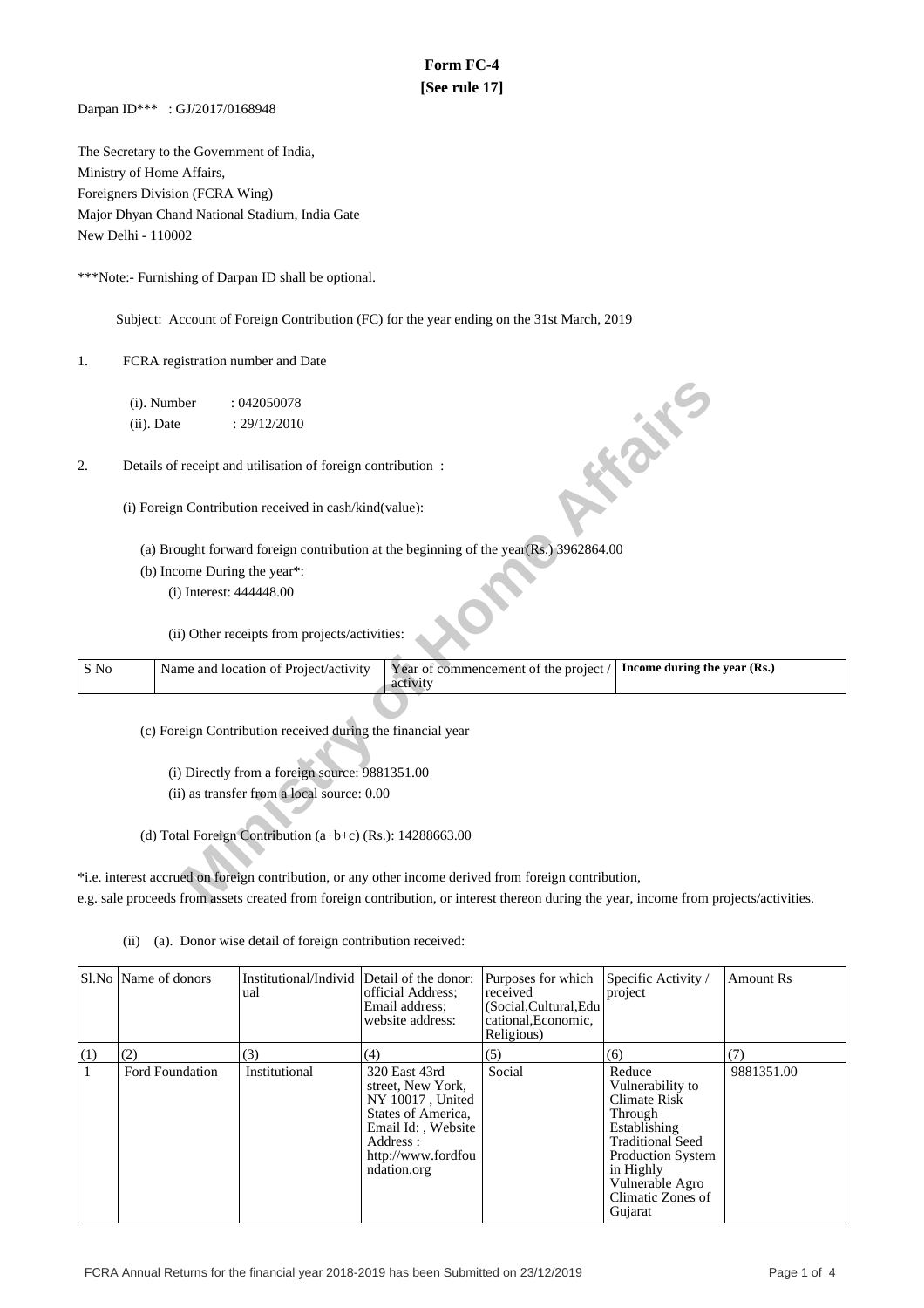# Form FC-4

**[See rule 17]**

Darpan ID*** : GJ/2017/0168948

The Secretary to the Government of India,
Ministry of Home Affairs,
Foreigners Division (FCRA Wing)
Major Dhyan Chand National Stadium, India Gate
New Delhi - 110002

***Note:- Furnishing of Darpan ID shall be optional.

Subject: Account of Foreign Contribution (FC) for the year ending on the 31st March, 2019

1. FCRA registration number and Date

   (i). Number : 042050078

   (ii). Date : 29/12/2010

2. Details of receipt and utilisation of foreign contribution :

   (i) Foreign Contribution received in cash/kind(value):

   (a) Brought forward foreign contribution at the beginning of the year(Rs.) 3962864.00

   (b) Income During the year*:

   (i) Interest: 444448.00

   (ii) Other receipts from projects/activities:

| S No | Name and location of Project/activity | Year of commencement of the project / activity | **Income during the year (Rs.)** |
|---|---|---|---|

   (c) Foreign Contribution received during the financial year

   (i) Directly from a foreign source: 9881351.00

   (ii) as transfer from a local source: 0.00

   (d) Total Foreign Contribution (a+b+c) (Rs.): 14288663.00

*i.e. interest accrued on foreign contribution, or any other income derived from foreign contribution,
e.g. sale proceeds from assets created from foreign contribution, or interest thereon during the year, income from projects/activities.

(ii) (a). Donor wise detail of foreign contribution received:

| Sl.No | Name of donors | Institutional/Individual | Detail of the donor: official Address; Email address; website address: | Purposes for which received (Social,Cultural,Educational,Economic, Religious) | Specific Activity / project | Amount Rs |
|---|---|---|---|---|---|---|
| (1) | (2) | (3) | (4) | (5) | (6) | (7) |
| 1 | Ford Foundation | Institutional | 320 East 43rd street, New York, NY 10017 , United States of America, Email Id: , Website Address : http://www.fordfoundation.org | Social | Reduce Vulnerability to Climate Risk Through Establishing Traditional Seed Production System in Highly Vulnerable Agro Climatic Zones of Gujarat | 9881351.00 |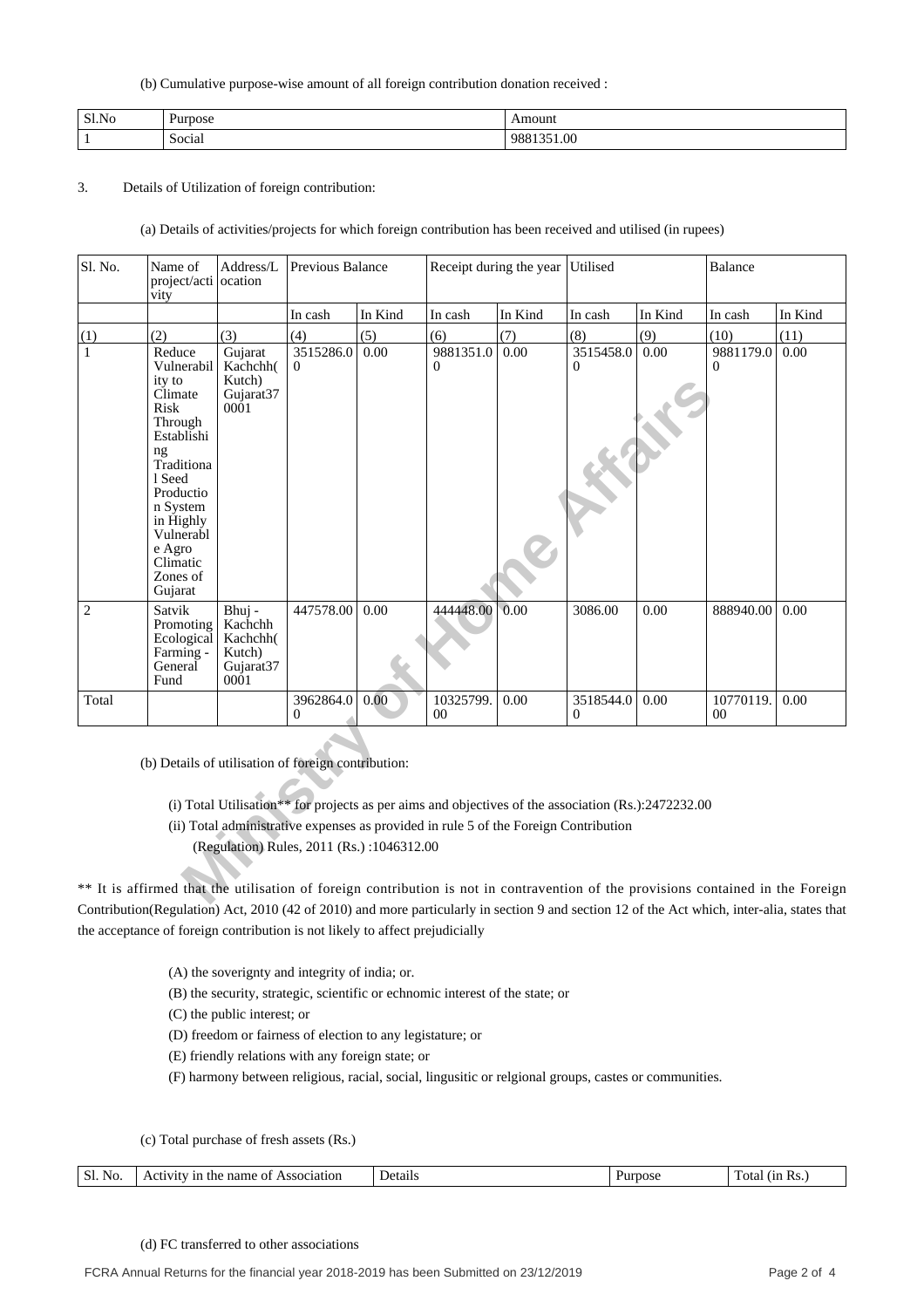(b) Cumulative purpose-wise amount of all foreign contribution donation received :

| Sl.No | Purpose | Amount |
|---|---|---|
| 1 | Social | 9881351.00 |

3. Details of Utilization of foreign contribution:

(a) Details of activities/projects for which foreign contribution has been received and utilised (in rupees)

| Sl. No. | Name of project/activity | Address/Location | Previous Balance | | Receipt during the year | | Utilised | | Balance | |
|---|---|---|---|---|---|---|---|---|---|---|
| | | | In cash | In Kind | In cash | In Kind | In cash | In Kind | In cash | In Kind |
| (1) | (2) | (3) | (4) | (5) | (6) | (7) | (8) | (9) | (10) | (11) |
| 1 | Reduce Vulnerability to Climate Risk Through Establishing Traditional Seed Production System in Highly Vulnerable Agro Climatic Zones of Gujarat | Gujarat Kachchh( Kutch) Gujarat370001 | 3515286.00 | 0.00 | 9881351.00 | 0.00 | 3515458.00 | 0.00 | 9881179.00 | 0.00 |
| 2 | Satvik Promoting Ecological Farming - General Fund | Bhuj - Kachchh Kachchh( Kutch) Gujarat370001 | 447578.00 | 0.00 | 444448.00 | 0.00 | 3086.00 | 0.00 | 888940.00 | 0.00 |
| Total | | | 3962864.00 | 0.00 | 10325799.00 | 0.00 | 3518544.00 | 0.00 | 10770119.00 | 0.00 |

(b) Details of utilisation of foreign contribution:

(i) Total Utilisation** for projects as per aims and objectives of the association (Rs.):2472232.00

(ii) Total administrative expenses as provided in rule 5 of the Foreign Contribution (Regulation) Rules, 2011 (Rs.) :1046312.00

** It is affirmed that the utilisation of foreign contribution is not in contravention of the provisions contained in the Foreign Contribution(Regulation) Act, 2010 (42 of 2010) and more particularly in section 9 and section 12 of the Act which, inter-alia, states that the acceptance of foreign contribution is not likely to affect prejudicially

(A) the soverignty and integrity of india; or.

(B) the security, strategic, scientific or echnomic interest of the state; or

(C) the public interest; or

(D) freedom or fairness of election to any legistature; or

(E) friendly relations with any foreign state; or

(F) harmony between religious, racial, social, lingusitic or relgional groups, castes or communities.

(c) Total purchase of fresh assets (Rs.)

| Sl. No. | Activity in the name of Association | Details | Purpose | Total (in Rs.) |
|---|---|---|---|---|

(d) FC transferred to other associations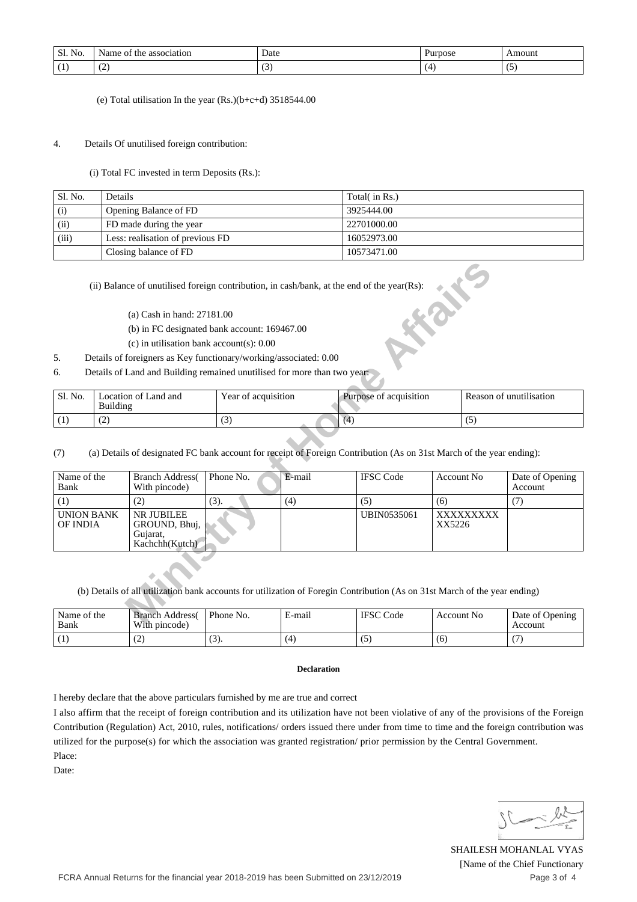| Sl. No. | Name of the association | Date | Purpose | Amount |
| --- | --- | --- | --- | --- |
| (1) | (2) | (3) | (4) | (5) |

(e) Total utilisation In the year (Rs.)(b+c+d) 3518544.00

4. Details Of unutilised foreign contribution:

(i) Total FC invested in term Deposits (Rs.):

| Sl. No. | Details | Total( in Rs.) |
| --- | --- | --- |
| (i) | Opening Balance of FD | 3925444.00 |
| (ii) | FD made during the year | 22701000.00 |
| (iii) | Less: realisation of previous FD | 16052973.00 |
| | Closing balance of FD | 10573471.00 |

(ii) Balance of unutilised foreign contribution, in cash/bank, at the end of the year(Rs):

(a) Cash in hand: 27181.00

(b) in FC designated bank account: 169467.00

(c) in utilisation bank account(s): 0.00

5. Details of foreigners as Key functionary/working/associated: 0.00

6. Details of Land and Building remained unutilised for more than two year:

| Sl. No. | Location of Land and Building | Year of acquisition | Purpose of acquisition | Reason of unutilisation |
| --- | --- | --- | --- | --- |
| (1) | (2) | (3) | (4) | (5) |

(7) (a) Details of designated FC bank account for receipt of Foreign Contribution (As on 31st March of the year ending):

| Name of the Bank | Branch Address( With pincode) | Phone No. | E-mail | IFSC Code | Account No | Date of Opening Account |
| --- | --- | --- | --- | --- | --- | --- |
| (1) | (2) | (3). | (4) | (5) | (6) | (7) |
| UNION BANK OF INDIA | NR JUBILEE GROUND, Bhuj, Gujarat, Kachchh(Kutch) | | | UBIN0535061 | XXXXXXXXXXX5226 | |

(b) Details of all utilization bank accounts for utilization of Foregin Contribution (As on 31st March of the year ending)

| Name of the Bank | Branch Address( With pincode) | Phone No. | E-mail | IFSC Code | Account No | Date of Opening Account |
| --- | --- | --- | --- | --- | --- | --- |
| (1) | (2) | (3). | (4) | (5) | (6) | (7) |

**Declaration**

I hereby declare that the above particulars furnished by me are true and correct

I also affirm that the receipt of foreign contribution and its utilization have not been violative of any of the provisions of the Foreign Contribution (Regulation) Act, 2010, rules, notifications/ orders issued there under from time to time and the foreign contribution was utilized for the purpose(s) for which the association was granted registration/ prior permission by the Central Government.

Place:

Date:

SHAILESH MOHANLAL VYAS

[Name of the Chief Functionary

FCRA Annual Returns for the financial year 2018-2019 has been Submitted on 23/12/2019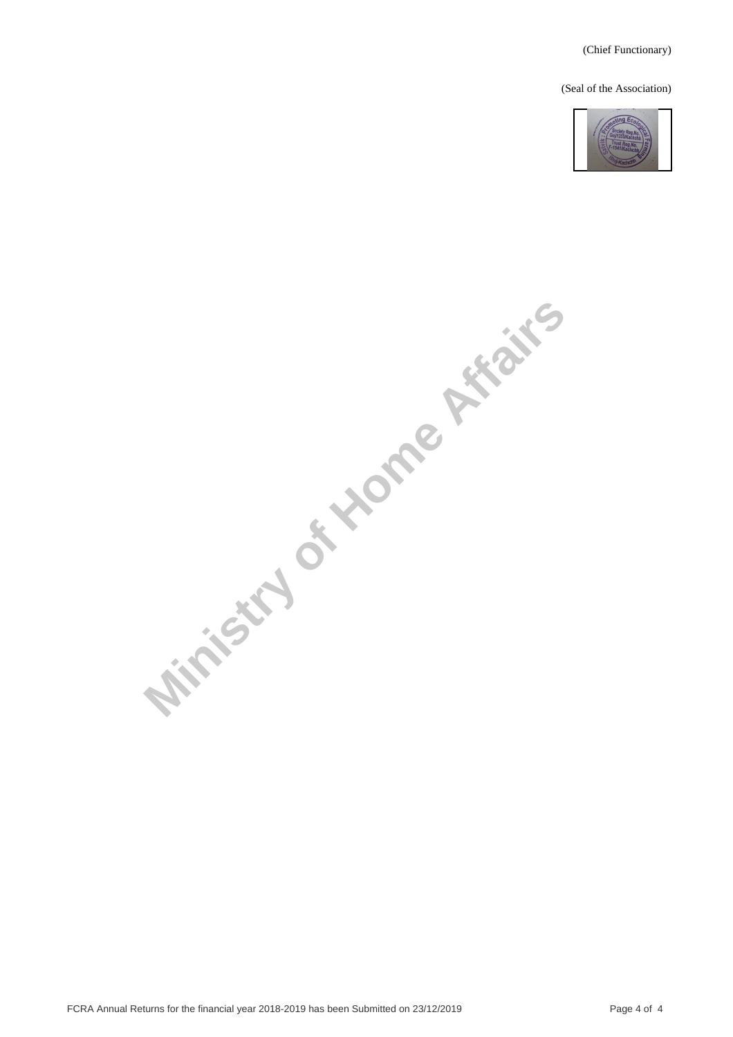(Chief Functionary)

(Seal of the Association)